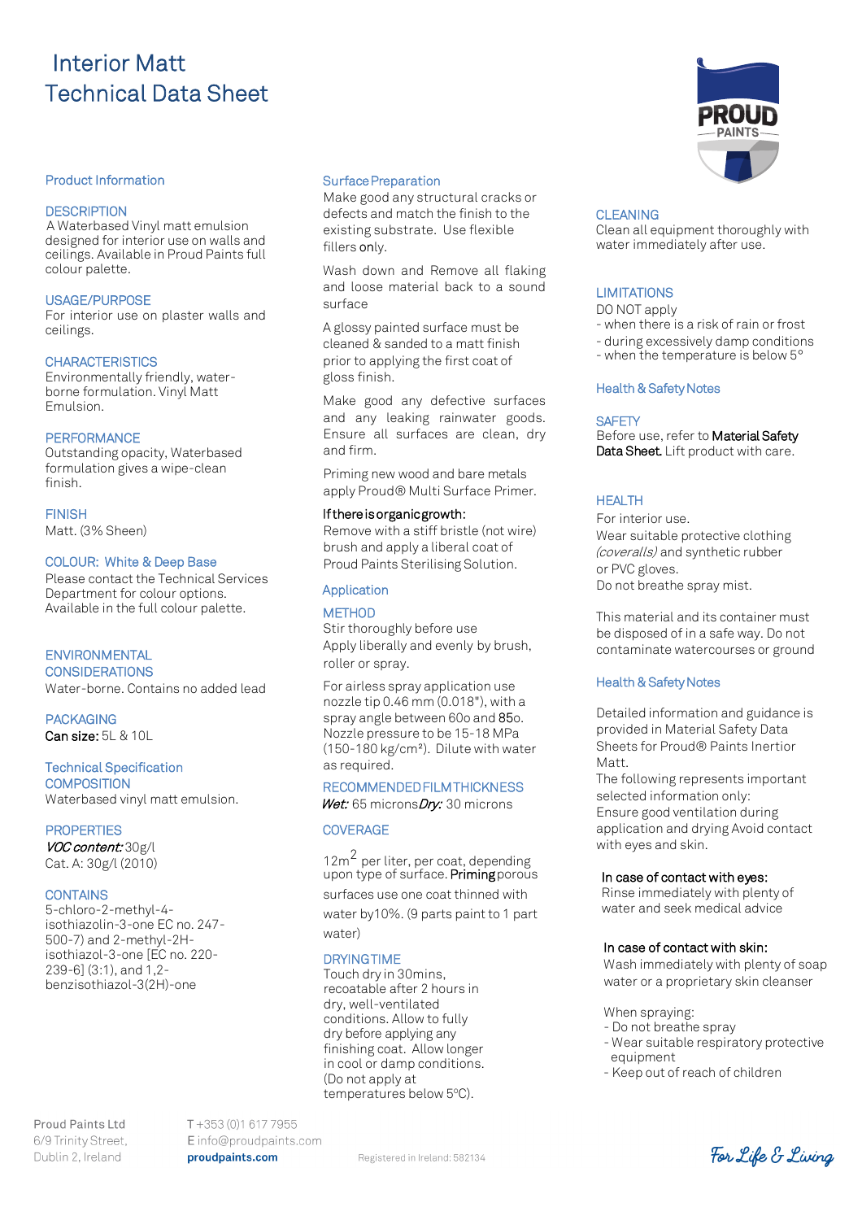# Interior Matt
# Technical Data Sheet

## Product Information

### DESCRIPTION
A Waterbased Vinyl matt emulsion designed for interior use on walls and ceilings. Available in Proud Paints full colour palette.

### USAGE/PURPOSE
For interior use on plaster walls and ceilings.

### CHARACTERISTICS
Environmentally friendly, water-borne formulation. Vinyl Matt Emulsion.

### PERFORMANCE
Outstanding opacity, Waterbased formulation gives a wipe-clean finish.

### FINISH
Matt. (3% Sheen)

### COLOUR: White & Deep Base
Please contact the Technical Services Department for colour options. Available in the full colour palette.

### ENVIRONMENTAL CONSIDERATIONS
Water-borne. Contains no added lead

### PACKAGING
**Can size:** 5L & 10L

## Technical Specification

### COMPOSITION
Waterbased vinyl matt emulsion.

### PROPERTIES
***VOC content:*** 30g/l
Cat. A: 30g/l (2010)

### CONTAINS
5-chloro-2-methyl-4-isothiazolin-3-one EC no. 247-500-7) and 2-methyl-2H-isothiazol-3-one [EC no. 220-239-6] (3:1), and 1,2-benzisothiazol-3(2H)-one

## Surface Preparation
Make good any structural cracks or defects and match the finish to the existing substrate. Use flexible fillers only.

Wash down and Remove all flaking and loose material back to a sound surface

A glossy painted surface must be cleaned & sanded to a matt finish prior to applying the first coat of gloss finish.

Make good any defective surfaces and any leaking rainwater goods. Ensure all surfaces are clean, dry and firm.

Priming new wood and bare metals apply Proud® Multi Surface Primer.

**If there is organic growth:**
Remove with a stiff bristle (not wire) brush and apply a liberal coat of Proud Paints Sterilising Solution.

## Application

### METHOD
Stir thoroughly before use
Apply liberally and evenly by brush, roller or spray.

For airless spray application use nozzle tip 0.46 mm (0.018"), with a spray angle between 60o and 85o. Nozzle pressure to be 15-18 MPa (150-180 kg/cm²). Dilute with water as required.

### RECOMMENDED FILM THICKNESS
***Wet:*** 65 microns ***Dry:*** 30 microns

### COVERAGE
$12m^2$ per liter, per coat, depending upon type of surface. **Priming** porous surfaces use one coat thinned with water by10%. (9 parts paint to 1 part water)

### DRYING TIME
Touch dry in 30mins, recoatable after 2 hours in dry, well-ventilated conditions. Allow to fully dry before applying any finishing coat. Allow longer in cool or damp conditions. (Do not apply at temperatures below 5ºC).

### CLEANING
Clean all equipment thoroughly with water immediately after use.

### LIMITATIONS
DO NOT apply
- when there is a risk of rain or frost
- during excessively damp conditions
- when the temperature is below 5°

## Health & Safety Notes

### SAFETY
Before use, refer to **Material Safety Data Sheet.** Lift product with care.

### HEALTH
For interior use.
Wear suitable protective clothing *(coveralls)* and synthetic rubber or PVC gloves.
Do not breathe spray mist.

This material and its container must be disposed of in a safe way. Do not contaminate watercourses or ground

## Health & Safety Notes

Detailed information and guidance is provided in Material Safety Data Sheets for Proud® Paints Inertior Matt.
The following represents important selected information only:
Ensure good ventilation during application and drying Avoid contact with eyes and skin.

**In case of contact with eyes:**
Rinse immediately with plenty of water and seek medical advice

**In case of contact with skin:**
Wash immediately with plenty of soap water or a proprietary skin cleanser

When spraying:
- Do not breathe spray
- Wear suitable respiratory protective equipment
- Keep out of reach of children

Proud Paints Ltd
6/9 Trinity Street,
Dublin 2, Ireland

T +353 (0)1 617 7955
E info@proudpaints.com
**proudpaints.com**

Registered in Ireland: 582134

For Life & Living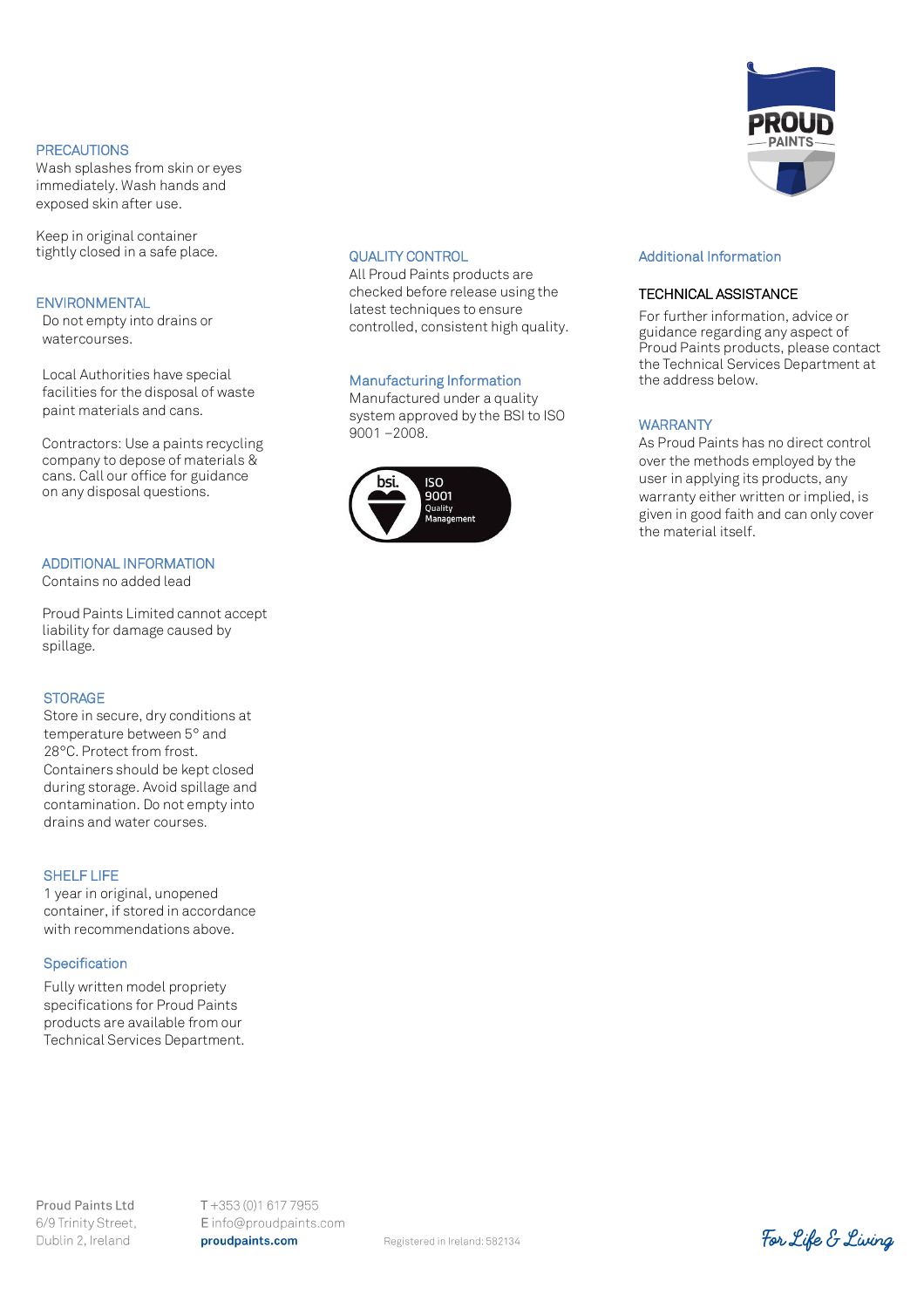## PRECAUTIONS

Wash splashes from skin or eyes immediately. Wash hands and exposed skin after use.

Keep in original container tightly closed in a safe place.

## ENVIRONMENTAL

Do not empty into drains or watercourses.

Local Authorities have special facilities for the disposal of waste paint materials and cans.

Contractors: Use a paints recycling company to depose of materials & cans. Call our office for guidance on any disposal questions.

## ADDITIONAL INFORMATION

Contains no added lead

Proud Paints Limited cannot accept liability for damage caused by spillage.

## STORAGE

Store in secure, dry conditions at temperature between 5° and 28°C. Protect from frost. Containers should be kept closed during storage. Avoid spillage and contamination. Do not empty into drains and water courses.

## SHELF LIFE

1 year in original, unopened container, if stored in accordance with recommendations above.

## Specification

Fully written model propriety specifications for Proud Paints products are available from our Technical Services Department.

## QUALITY CONTROL

All Proud Paints products are checked before release using the latest techniques to ensure controlled, consistent high quality.

## Manufacturing Information

Manufactured under a quality system approved by the BSI to ISO 9001 –2008.

bsi. ISO 9001 Quality Management

## Additional Information

### TECHNICAL ASSISTANCE

For further information, advice or guidance regarding any aspect of Proud Paints products, please contact the Technical Services Department at the address below.

## WARRANTY

As Proud Paints has no direct control over the methods employed by the user in applying its products, any warranty either written or implied, is given in good faith and can only cover the material itself.

Proud Paints Ltd
6/9 Trinity Street,
Dublin 2, Ireland

T +353 (0)1 617 7955
E info@proudpaints.com
**proudpaints.com**

Registered in Ireland: 582134

*For Life & Living*